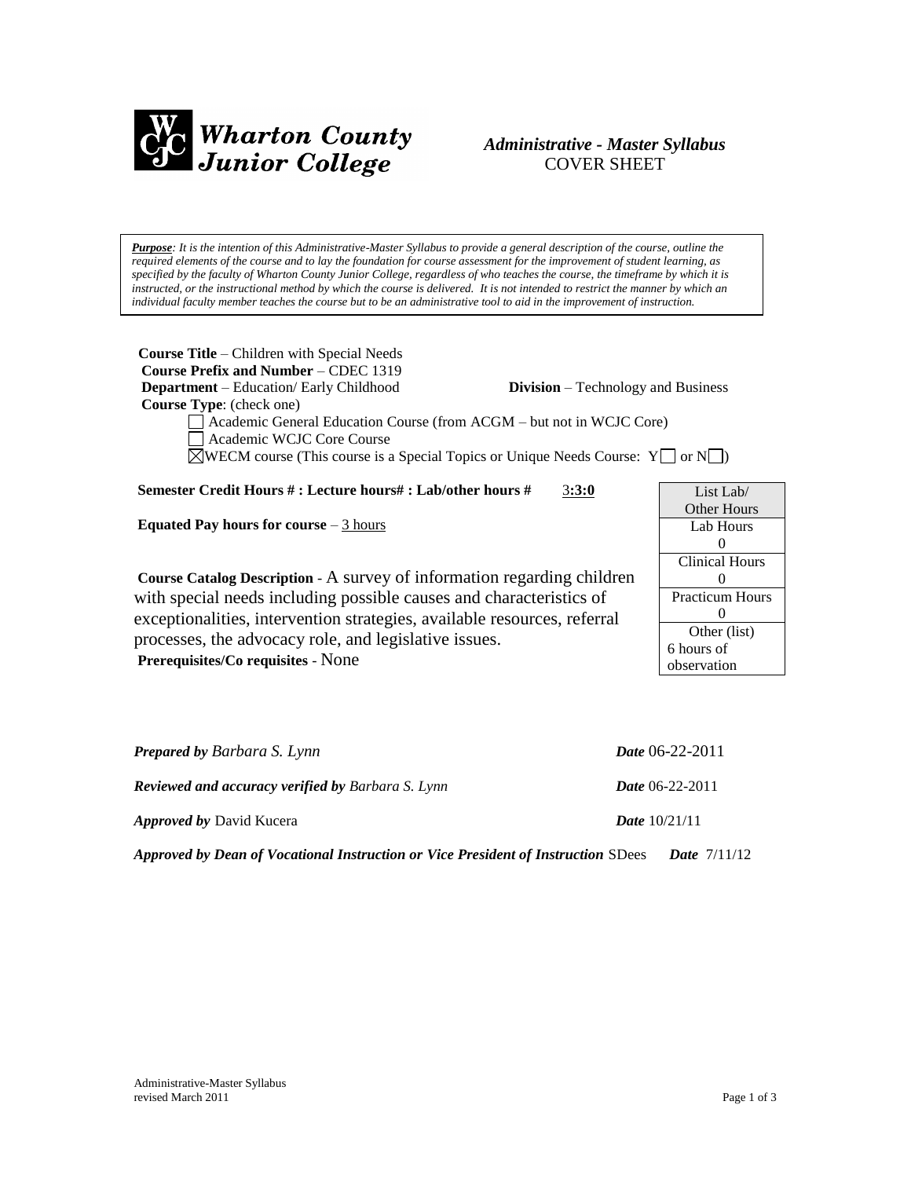**Wharton County Junior College**

*Administrative - Master Syllabus*
COVER SHEET

***Purpose****: It is the intention of this Administrative-Master Syllabus to provide a general description of the course, outline the required elements of the course and to lay the foundation for course assessment for the improvement of student learning, as specified by the faculty of Wharton County Junior College, regardless of who teaches the course, the timeframe by which it is instructed, or the instructional method by which the course is delivered. It is not intended to restrict the manner by which an individual faculty member teaches the course but to be an administrative tool to aid in the improvement of instruction.*

**Course Title** – Children with Special Needs
**Course Prefix and Number** – CDEC 1319
**Department** – Education/ Early Childhood **Division** – Technology and Business
**Course Type**: (check one)

- ☐ Academic General Education Course (from ACGM – but not in WCJC Core)
- ☐ Academic WCJC Core Course
- ☒ WECM course (This course is a Special Topics or Unique Needs Course: Y ☐ or N ☐)

**Semester Credit Hours # : Lecture hours# : Lab/other hours #** 3:3:0

**Equated Pay hours for course** – 3 hours

| List Lab/ Other Hours |
|---|
| Lab Hours 0 |
| Clinical Hours 0 |
| Practicum Hours 0 |
| Other (list) 6 hours of observation |

**Course Catalog Description** - A survey of information regarding children with special needs including possible causes and characteristics of exceptionalities, intervention strategies, available resources, referral processes, the advocacy role, and legislative issues.
**Prerequisites/Co requisites** - None

***Prepared by*** *Barbara S. Lynn* ***Date*** 06-22-2011

***Reviewed and accuracy verified by*** *Barbara S. Lynn* ***Date*** 06-22-2011

***Approved by*** David Kucera ***Date*** 10/21/11

***Approved by Dean of Vocational Instruction or Vice President of Instruction*** SDees ***Date*** 7/11/12

Administrative-Master Syllabus
revised March 2011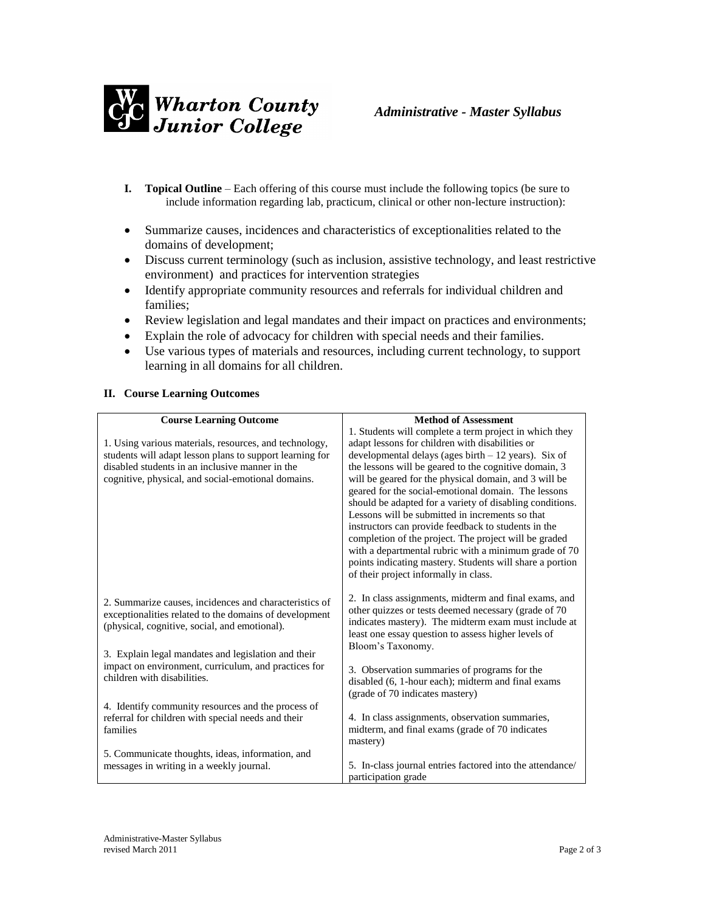**I. Topical Outline** – Each offering of this course must include the following topics (be sure to include information regarding lab, practicum, clinical or other non-lecture instruction):

- Summarize causes, incidences and characteristics of exceptionalities related to the domains of development;
- Discuss current terminology (such as inclusion, assistive technology, and least restrictive environment) and practices for intervention strategies
- Identify appropriate community resources and referrals for individual children and families;
- Review legislation and legal mandates and their impact on practices and environments;
- Explain the role of advocacy for children with special needs and their families.
- Use various types of materials and resources, including current technology, to support learning in all domains for all children.

## II. Course Learning Outcomes

| Course Learning Outcome | Method of Assessment |
|---|---|
| 1. Using various materials, resources, and technology, students will adapt lesson plans to support learning for disabled students in an inclusive manner in the cognitive, physical, and social-emotional domains. | 1. Students will complete a term project in which they adapt lessons for children with disabilities or developmental delays (ages birth – 12 years). Six of the lessons will be geared to the cognitive domain, 3 will be geared for the physical domain, and 3 will be geared for the social-emotional domain. The lessons should be adapted for a variety of disabling conditions. Lessons will be submitted in increments so that instructors can provide feedback to students in the completion of the project. The project will be graded with a departmental rubric with a minimum grade of 70 points indicating mastery. Students will share a portion of their project informally in class. |
| 2. Summarize causes, incidences and characteristics of exceptionalities related to the domains of development (physical, cognitive, social, and emotional). | 2. In class assignments, midterm and final exams, and other quizzes or tests deemed necessary (grade of 70 indicates mastery). The midterm exam must include at least one essay question to assess higher levels of Bloom's Taxonomy. |
| 3. Explain legal mandates and legislation and their impact on environment, curriculum, and practices for children with disabilities. | 3. Observation summaries of programs for the disabled (6, 1-hour each); midterm and final exams (grade of 70 indicates mastery) |
| 4. Identify community resources and the process of referral for children with special needs and their families | 4. In class assignments, observation summaries, midterm, and final exams (grade of 70 indicates mastery) |
| 5. Communicate thoughts, ideas, information, and messages in writing in a weekly journal. | 5. In-class journal entries factored into the attendance/ participation grade |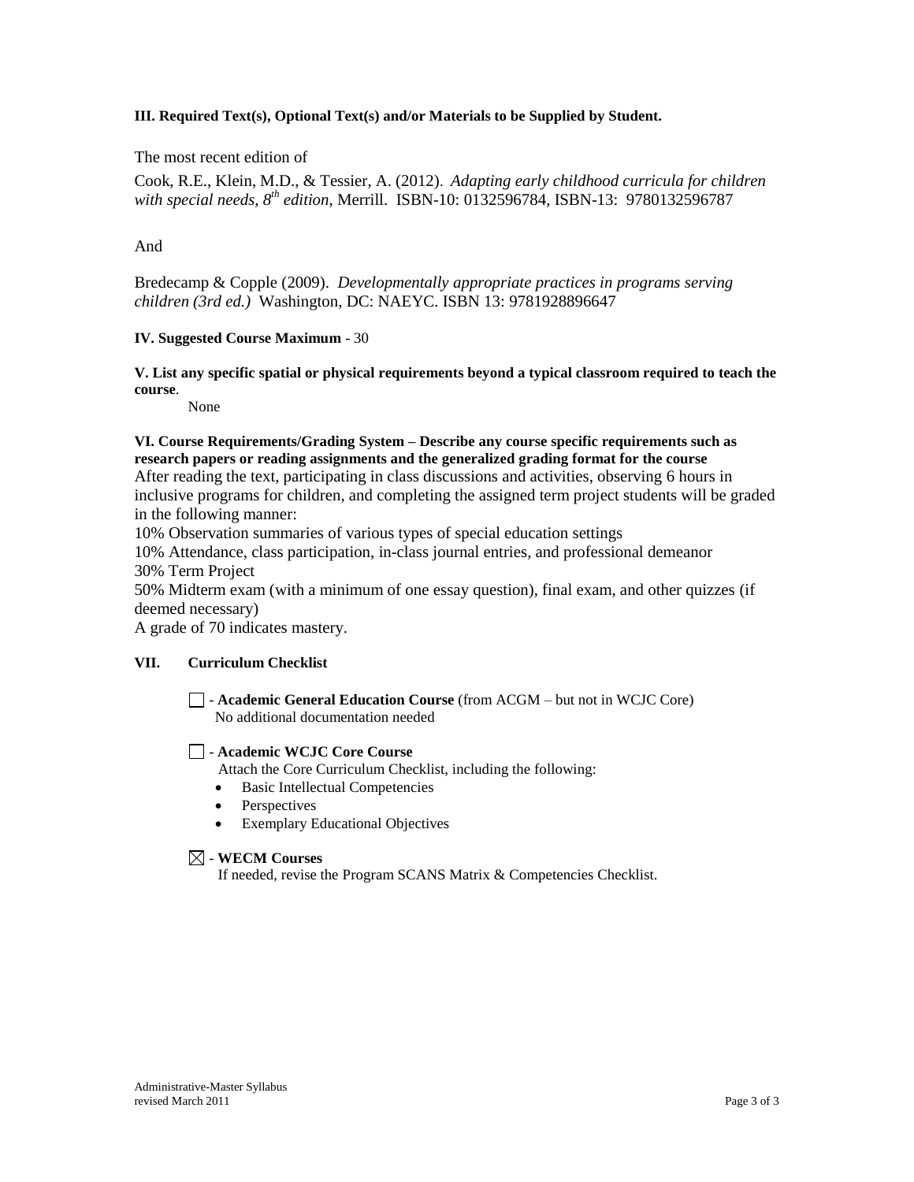**III. Required Text(s), Optional Text(s) and/or Materials to be Supplied by Student.**

The most recent edition of

Cook, R.E., Klein, M.D., & Tessier, A. (2012). *Adapting early childhood curricula for children with special needs, 8th edition*, Merrill. ISBN-10: 0132596784, ISBN-13: 9780132596787

And

Bredecamp & Copple (2009). *Developmentally appropriate practices in programs serving children (3rd ed.)* Washington, DC: NAEYC. ISBN 13: 9781928896647

**IV. Suggested Course Maximum** - 30

**V. List any specific spatial or physical requirements beyond a typical classroom required to teach the course**.

None

**VI. Course Requirements/Grading System – Describe any course specific requirements such as research papers or reading assignments and the generalized grading format for the course**

After reading the text, participating in class discussions and activities, observing 6 hours in inclusive programs for children, and completing the assigned term project students will be graded in the following manner:

10% Observation summaries of various types of special education settings
10% Attendance, class participation, in-class journal entries, and professional demeanor
30% Term Project
50% Midterm exam (with a minimum of one essay question), final exam, and other quizzes (if deemed necessary)
A grade of 70 indicates mastery.

**VII. Curriculum Checklist**

☐ - **Academic General Education Course** (from ACGM – but not in WCJC Core)
No additional documentation needed

☐ - **Academic WCJC Core Course**
Attach the Core Curriculum Checklist, including the following:

- Basic Intellectual Competencies
- Perspectives
- Exemplary Educational Objectives

☒ - **WECM Courses**
If needed, revise the Program SCANS Matrix & Competencies Checklist.